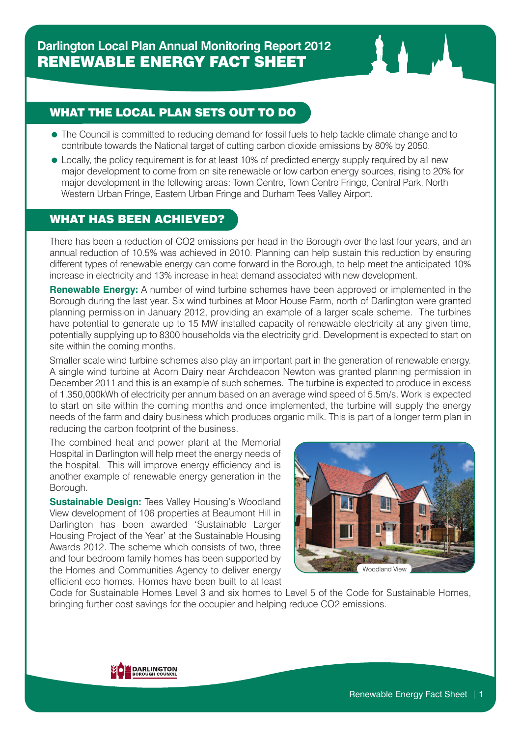# Darlington Local Plan Annual Monitoring Report 2012
# RENEWABLE ENERGY FACT SHEET

## WHAT THE LOCAL PLAN SETS OUT TO DO

- The Council is committed to reducing demand for fossil fuels to help tackle climate change and to contribute towards the National target of cutting carbon dioxide emissions by 80% by 2050.
- Locally, the policy requirement is for at least 10% of predicted energy supply required by all new major development to come from on site renewable or low carbon energy sources, rising to 20% for major development in the following areas: Town Centre, Town Centre Fringe, Central Park, North Western Urban Fringe, Eastern Urban Fringe and Durham Tees Valley Airport.

## WHAT HAS BEEN ACHIEVED?

There has been a reduction of CO2 emissions per head in the Borough over the last four years, and an annual reduction of 10.5% was achieved in 2010. Planning can help sustain this reduction by ensuring different types of renewable energy can come forward in the Borough, to help meet the anticipated 10% increase in electricity and 13% increase in heat demand associated with new development.

**Renewable Energy:** A number of wind turbine schemes have been approved or implemented in the Borough during the last year. Six wind turbines at Moor House Farm, north of Darlington were granted planning permission in January 2012, providing an example of a larger scale scheme. The turbines have potential to generate up to 15 MW installed capacity of renewable electricity at any given time, potentially supplying up to 8300 households via the electricity grid. Development is expected to start on site within the coming months.

Smaller scale wind turbine schemes also play an important part in the generation of renewable energy. A single wind turbine at Acorn Dairy near Archdeacon Newton was granted planning permission in December 2011 and this is an example of such schemes. The turbine is expected to produce in excess of 1,350,000kWh of electricity per annum based on an average wind speed of 5.5m/s. Work is expected to start on site within the coming months and once implemented, the turbine will supply the energy needs of the farm and dairy business which produces organic milk. This is part of a longer term plan in reducing the carbon footprint of the business.

The combined heat and power plant at the Memorial Hospital in Darlington will help meet the energy needs of the hospital. This will improve energy efficiency and is another example of renewable energy generation in the Borough.

**Sustainable Design:** Tees Valley Housing's Woodland View development of 106 properties at Beaumont Hill in Darlington has been awarded 'Sustainable Larger Housing Project of the Year' at the Sustainable Housing Awards 2012. The scheme which consists of two, three and four bedroom family homes has been supported by the Homes and Communities Agency to deliver energy efficient eco homes. Homes have been built to at least Code for Sustainable Homes Level 3 and six homes to Level 5 of the Code for Sustainable Homes, bringing further cost savings for the occupier and helping reduce CO2 emissions.

Woodland View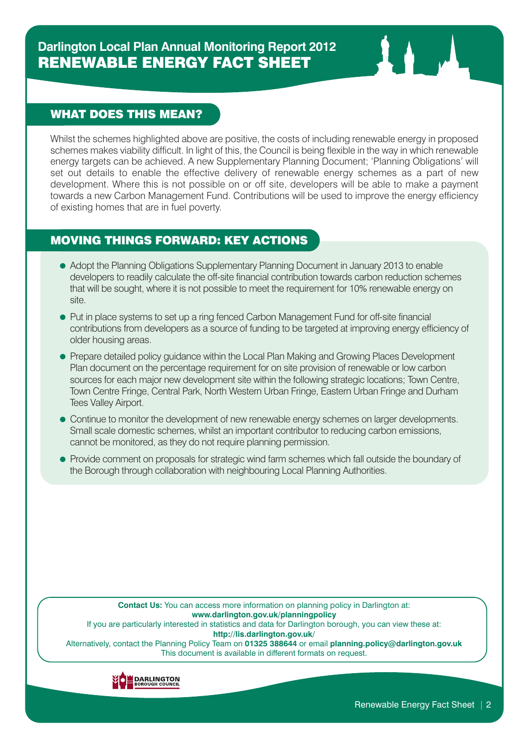# Darlington Local Plan Annual Monitoring Report 2012
# RENEWABLE ENERGY FACT SHEET

## WHAT DOES THIS MEAN?

Whilst the schemes highlighted above are positive, the costs of including renewable energy in proposed schemes makes viability difficult. In light of this, the Council is being flexible in the way in which renewable energy targets can be achieved. A new Supplementary Planning Document; 'Planning Obligations' will set out details to enable the effective delivery of renewable energy schemes as a part of new development. Where this is not possible on or off site, developers will be able to make a payment towards a new Carbon Management Fund. Contributions will be used to improve the energy efficiency of existing homes that are in fuel poverty.

## MOVING THINGS FORWARD: KEY ACTIONS

- Adopt the Planning Obligations Supplementary Planning Document in January 2013 to enable developers to readily calculate the off-site financial contribution towards carbon reduction schemes that will be sought, where it is not possible to meet the requirement for 10% renewable energy on site.
- Put in place systems to set up a ring fenced Carbon Management Fund for off-site financial contributions from developers as a source of funding to be targeted at improving energy efficiency of older housing areas.
- Prepare detailed policy guidance within the Local Plan Making and Growing Places Development Plan document on the percentage requirement for on site provision of renewable or low carbon sources for each major new development site within the following strategic locations; Town Centre, Town Centre Fringe, Central Park, North Western Urban Fringe, Eastern Urban Fringe and Durham Tees Valley Airport.
- Continue to monitor the development of new renewable energy schemes on larger developments. Small scale domestic schemes, whilst an important contributor to reducing carbon emissions, cannot be monitored, as they do not require planning permission.
- Provide comment on proposals for strategic wind farm schemes which fall outside the boundary of the Borough through collaboration with neighbouring Local Planning Authorities.

**Contact Us:** You can access more information on planning policy in Darlington at:
**www.darlington.gov.uk/planningpolicy**
If you are particularly interested in statistics and data for Darlington borough, you can view these at:
**http://lis.darlington.gov.uk/**
Alternatively, contact the Planning Policy Team on **01325 388644** or email **planning.policy@darlington.gov.uk**
This document is available in different formats on request.

DARLINGTON BOROUGH COUNCIL